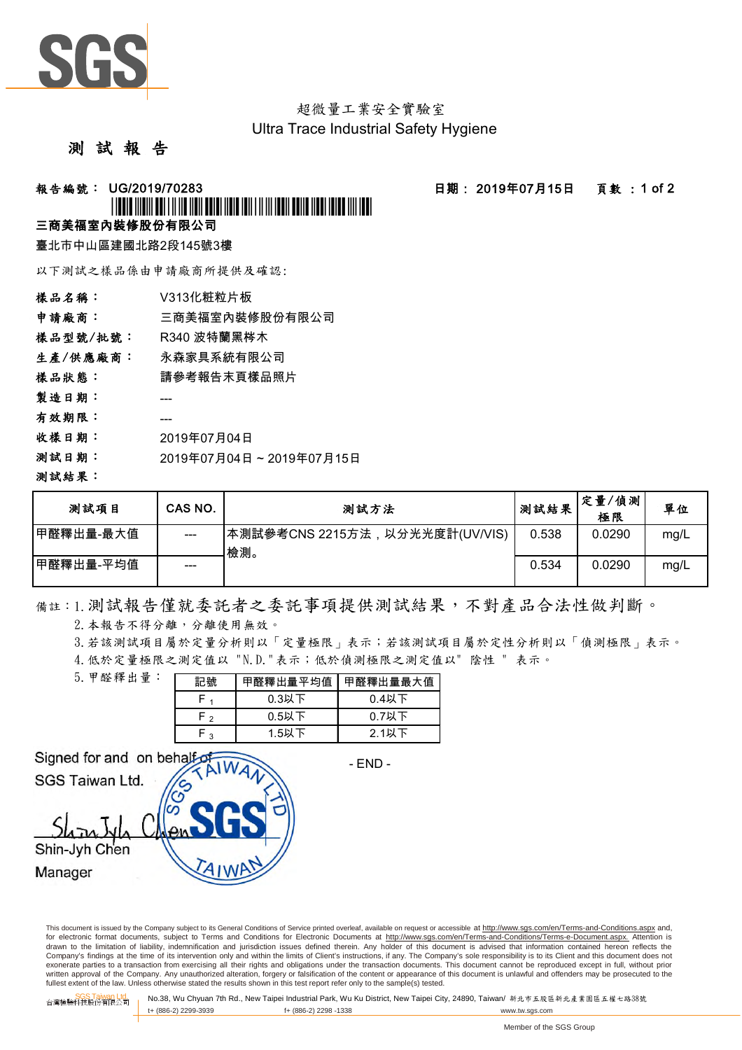SGS

超微量工業安全實驗室
Ultra Trace Industrial Safety Hygiene

# 測 試 報 告

**報告編號： UG/2019/70283** **日期： 2019年07月15日** **頁數 ：1 of 2**

**三商美福室內裝修股份有限公司**

臺北市中山區建國北路2段145號3樓

以下測試之樣品係由申請廠商所提供及確認:

**樣品名稱：** V313化粧粒片板
**申請廠商：** 三商美福室內裝修股份有限公司
**樣品型號/批號：** R340 波特蘭黑梣木
**生產/供應廠商：** 永森家具系統有限公司
**樣品狀態：** 請參考報告末頁樣品照片
**製造日期：** ---
**有效期限：** ---
**收樣日期：** 2019年07月04日
**測試日期：** 2019年07月04日 ~ 2019年07月15日
**測試結果：**

| 測試項目 | CAS NO. | 測試方法 | 測試結果 | 定量/偵測極限 | 單位 |
|---|---|---|---|---|---|
| 甲醛釋出量-最大值 | --- | 本測試參考CNS 2215方法，以分光光度計(UV/VIS)檢測。 | 0.538 | 0.0290 | mg/L |
| 甲醛釋出量-平均值 | --- | | 0.534 | 0.0290 | mg/L |

備註：1. 測試報告僅就委託者之委託事項提供測試結果，不對產品合法性做判斷。
2. 本報告不得分離，分離使用無效。
3. 若該測試項目屬於定量分析則以「定量極限」表示；若該測試項目屬於定性分析則以「偵測極限」表示。
4. 低於定量極限之測定值以 "N.D."表示；低於偵測極限之測定值以" 陰性 " 表示。
5. 甲醛釋出量：

| 記號 | 甲醛釋出量平均值 | 甲醛釋出量最大值 |
|---|---|---|
| $F_1$ | 0.3以下 | 0.4以下 |
| $F_2$ | 0.5以下 | 0.7以下 |
| $F_3$ | 1.5以下 | 2.1以下 |

Signed for and on behalf of
SGS Taiwan Ltd.

Shin-Jyh Chen
Manager

- END -

This document is issued by the Company subject to its General Conditions of Service printed overleaf, available on request or accessible at http://www.sgs.com/en/Terms-and-Conditions.aspx and, for electronic format documents, subject to Terms and Conditions for Electronic Documents at http://www.sgs.com/en/Terms-and-Conditions/Terms-e-Document.aspx. Attention is drawn to the limitation of liability, indemnification and jurisdiction issues defined therein. Any holder of this document is advised that information contained hereon reflects the Company's findings at the time of its intervention only and within the limits of Client's instructions, if any. The Company's sole responsibility is to its Client and this document does not exonerate parties to a transaction from exercising all their rights and obligations under the transaction documents. This document cannot be reproduced except in full, without prior written approval of the Company. Any unauthorized alteration, forgery or falsification of the content or appearance of this document is unlawful and offenders may be prosecuted to the fullest extent of the law. Unless otherwise stated the results shown in this test report refer only to the sample(s) tested.

SGS Taiwan Ltd. 台灣檢驗科技股份有限公司 No.38, Wu Chyuan 7th Rd., New Taipei Industrial Park, Wu Ku District, New Taipei City, 24890, Taiwan/ 新北市五股區新北產業園區五權七路38號
t+ (886-2) 2299-3939 f+ (886-2) 2298 -1338 www.tw.sgs.com

Member of the SGS Group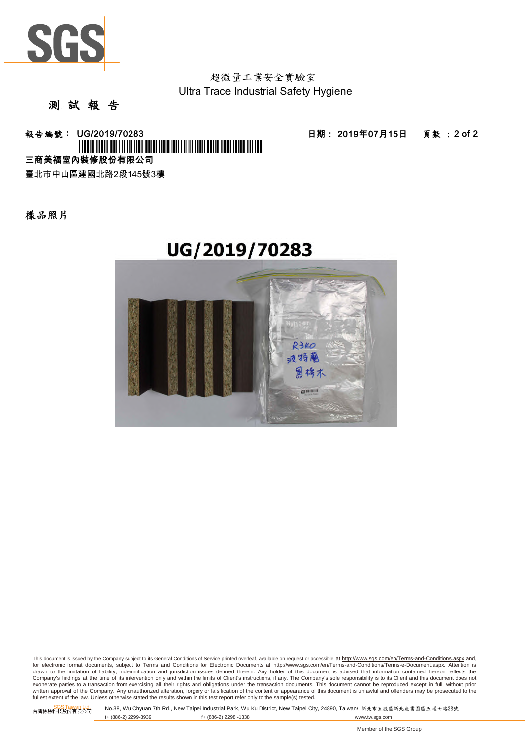超微量工業安全實驗室

Ultra Trace Industrial Safety Hygiene

# 測 試 報 告

**報告編號： UG/2019/70283**

**日期： 2019年07月15日**

**三商美福室內裝修股份有限公司**

臺北市中山區建國北路2段145號3樓

**樣品照片**

UG/2019/70283

This document is issued by the Company subject to its General Conditions of Service printed overleaf, available on request or accessible at http://www.sgs.com/en/Terms-and-Conditions.aspx and, for electronic format documents, subject to Terms and Conditions for Electronic Documents at http://www.sgs.com/en/Terms-and-Conditions/Terms-e-Document.aspx. Attention is drawn to the limitation of liability, indemnification and jurisdiction issues defined therein. Any holder of this document is advised that information contained hereon reflects the Company's findings at the time of its intervention only and within the limits of Client's instructions, if any. The Company's sole responsibility is to its Client and this document does not exonerate parties to a transaction from exercising all their rights and obligations under the transaction documents. This document cannot be reproduced except in full, without prior written approval of the Company. Any unauthorized alteration, forgery or falsification of the content or appearance of this document is unlawful and offenders may be prosecuted to the fullest extent of the law. Unless otherwise stated the results shown in this test report refer only to the sample(s) tested.

SGS Taiwan Ltd. 台灣檢驗科技股份有限公司 No.38, Wu Chyuan 7th Rd., New Taipei Industrial Park, Wu Ku District, New Taipei City, 24890, Taiwan/ 新北市五股區新北產業園區五權七路38號

t+ (886-2) 2299-3939 f+ (886-2) 2298 -1338 www.tw.sgs.com

Member of the SGS Group